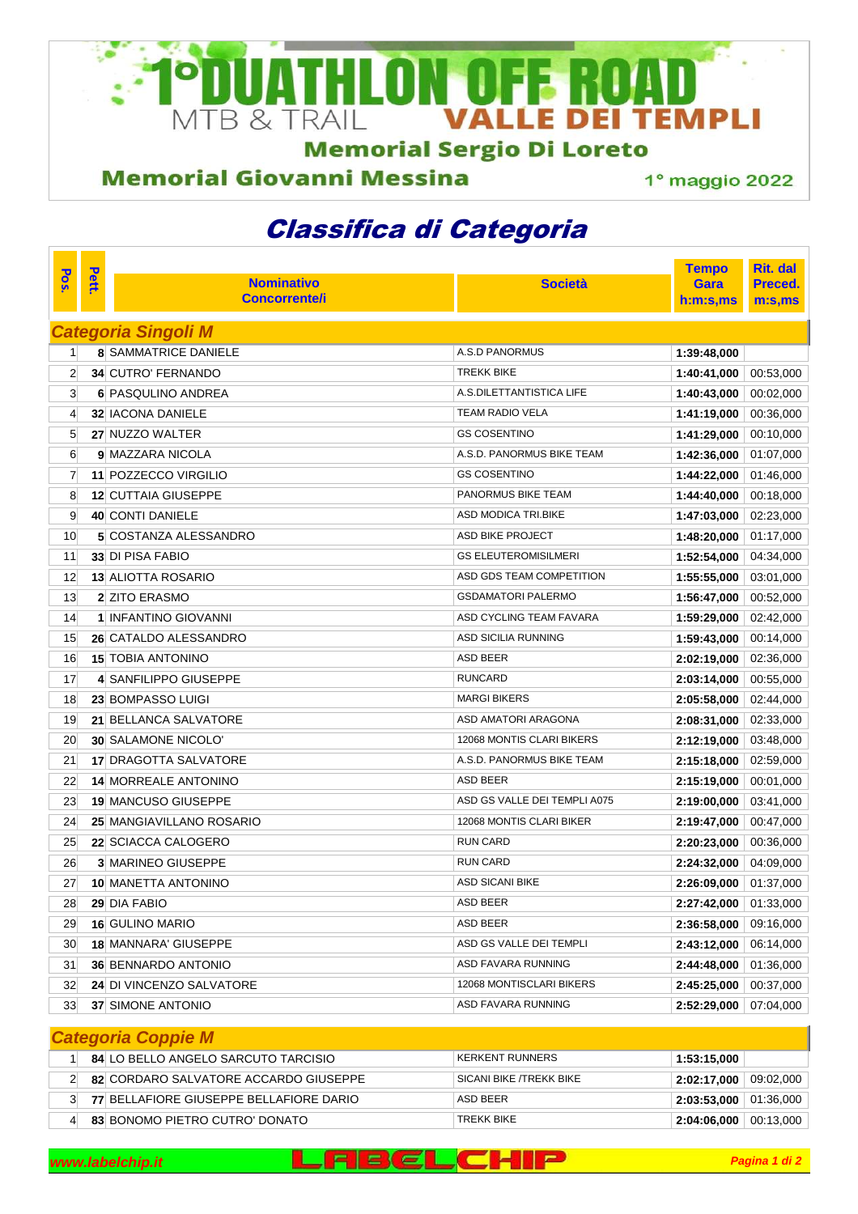# 1° DUATHLON OFF ROAD

MTB & TRAIL **VALLE DEI TEMPLI**

**Memorial Sergio Di Loreto**

**Memorial Giovanni Messina**

1° maggio 2022

## *Classifica di Categoria*

| Pos. | Pett. | Nominativo Concorrente/i | Società | Tempo Gara h:m:s,ms | Rit. dal Preced. m:s,ms |
|---|---|---|---|---|---|
| ***Categoria Singoli M*** | | | | | |
| 1 | **8** | SAMMATRICE DANIELE | A.S.D PANORMUS | **1:39:48,000** | |
| 2 | **34** | CUTRO' FERNANDO | TREKK BIKE | **1:40:41,000** | 00:53,000 |
| 3 | **6** | PASQULINO ANDREA | A.S.DILETTANTISTICA LIFE | **1:40:43,000** | 00:02,000 |
| 4 | **32** | IACONA DANIELE | TEAM RADIO VELA | **1:41:19,000** | 00:36,000 |
| 5 | **27** | NUZZO WALTER | GS COSENTINO | **1:41:29,000** | 00:10,000 |
| 6 | **9** | MAZZARA NICOLA | A.S.D. PANORMUS BIKE TEAM | **1:42:36,000** | 01:07,000 |
| 7 | **11** | POZZECCO VIRGILIO | GS COSENTINO | **1:44:22,000** | 01:46,000 |
| 8 | **12** | CUTTAIA GIUSEPPE | PANORMUS BIKE TEAM | **1:44:40,000** | 00:18,000 |
| 9 | **40** | CONTI DANIELE | ASD MODICA TRI.BIKE | **1:47:03,000** | 02:23,000 |
| 10 | **5** | COSTANZA ALESSANDRO | ASD BIKE PROJECT | **1:48:20,000** | 01:17,000 |
| 11 | **33** | DI PISA FABIO | GS ELEUTEROMISILMERI | **1:52:54,000** | 04:34,000 |
| 12 | **13** | ALIOTTA ROSARIO | ASD GDS TEAM COMPETITION | **1:55:55,000** | 03:01,000 |
| 13 | **2** | ZITO ERASMO | GSDAMATORI PALERMO | **1:56:47,000** | 00:52,000 |
| 14 | **1** | INFANTINO GIOVANNI | ASD CYCLING TEAM FAVARA | **1:59:29,000** | 02:42,000 |
| 15 | **26** | CATALDO ALESSANDRO | ASD SICILIA RUNNING | **1:59:43,000** | 00:14,000 |
| 16 | **15** | TOBIA ANTONINO | ASD BEER | **2:02:19,000** | 02:36,000 |
| 17 | **4** | SANFILIPPO GIUSEPPE | RUNCARD | **2:03:14,000** | 00:55,000 |
| 18 | **23** | BOMPASSO LUIGI | MARGI BIKERS | **2:05:58,000** | 02:44,000 |
| 19 | **21** | BELLANCA SALVATORE | ASD AMATORI ARAGONA | **2:08:31,000** | 02:33,000 |
| 20 | **30** | SALAMONE NICOLO' | 12068 MONTIS CLARI BIKERS | **2:12:19,000** | 03:48,000 |
| 21 | **17** | DRAGOTTA SALVATORE | A.S.D. PANORMUS BIKE TEAM | **2:15:18,000** | 02:59,000 |
| 22 | **14** | MORREALE ANTONINO | ASD BEER | **2:15:19,000** | 00:01,000 |
| 23 | **19** | MANCUSO GIUSEPPE | ASD GS VALLE DEI TEMPLI A075 | **2:19:00,000** | 03:41,000 |
| 24 | **25** | MANGIAVILLANO ROSARIO | 12068 MONTIS CLARI BIKER | **2:19:47,000** | 00:47,000 |
| 25 | **22** | SCIACCA CALOGERO | RUN CARD | **2:20:23,000** | 00:36,000 |
| 26 | **3** | MARINEO GIUSEPPE | RUN CARD | **2:24:32,000** | 04:09,000 |
| 27 | **10** | MANETTA ANTONINO | ASD SICANI BIKE | **2:26:09,000** | 01:37,000 |
| 28 | **29** | DIA FABIO | ASD BEER | **2:27:42,000** | 01:33,000 |
| 29 | **16** | GULINO MARIO | ASD BEER | **2:36:58,000** | 09:16,000 |
| 30 | **18** | MANNARA' GIUSEPPE | ASD GS VALLE DEI TEMPLI | **2:43:12,000** | 06:14,000 |
| 31 | **36** | BENNARDO ANTONIO | ASD FAVARA RUNNING | **2:44:48,000** | 01:36,000 |
| 32 | **24** | DI VINCENZO SALVATORE | 12068 MONTISCLARI BIKERS | **2:45:25,000** | 00:37,000 |
| 33 | **37** | SIMONE ANTONIO | ASD FAVARA RUNNING | **2:52:29,000** | 07:04,000 |
| ***Categoria Coppie M*** | | | | | |
| 1 | **84** | LO BELLO ANGELO SARCUTO TARCISIO | KERKENT RUNNERS | **1:53:15,000** | |
| 2 | **82** | CORDARO SALVATORE ACCARDO GIUSEPPE | SICANI BIKE /TREKK BIKE | **2:02:17,000** | 09:02,000 |
| 3 | **77** | BELLAFIORE GIUSEPPE BELLAFIORE DARIO | ASD BEER | **2:03:53,000** | 01:36,000 |
| 4 | **83** | BONOMO PIETRO CUTRO' DONATO | TREKK BIKE | **2:04:06,000** | 00:13,000 |

*www.labelchip.it* LABELCHIP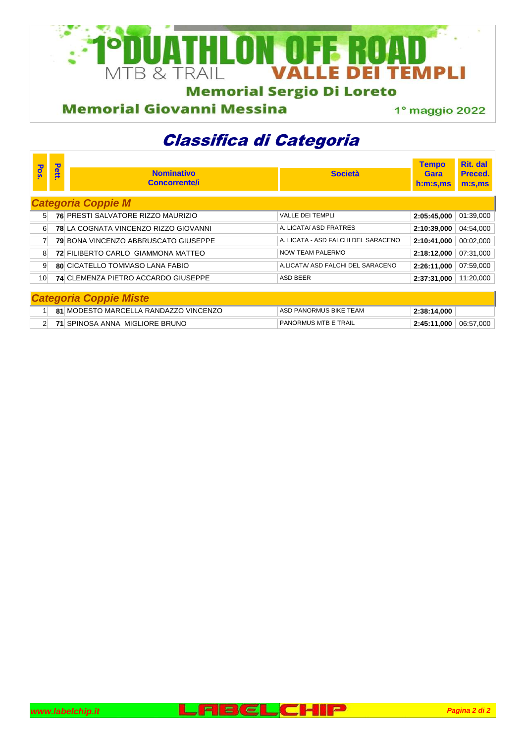# 1° DUATHLON OFF ROAD

MTB & TRAIL **VALLE DEI TEMPLI**

**Memorial Sergio Di Loreto**

**Memorial Giovanni Messina**

1° maggio 2022

## *Classifica di Categoria*

| Pos. | Pett. | Nominativo Concorrente/i | Società | Tempo Gara h:m:s,ms | Rit. dal Preced. m:s,ms |
|---|---|---|---|---|---|
| ***Categoria Coppie M*** | | | | | |
| 5 | **76** | PRESTI SALVATORE RIZZO MAURIZIO | VALLE DEI TEMPLI | **2:05:45,000** | 01:39,000 |
| 6 | **78** | LA COGNATA VINCENZO RIZZO GIOVANNI | A. LICATA/ ASD FRATRES | **2:10:39,000** | 04:54,000 |
| 7 | **79** | BONA VINCENZO ABBRUSCATO GIUSEPPE | A. LICATA - ASD FALCHI DEL SARACENO | **2:10:41,000** | 00:02,000 |
| 8 | **72** | FILIBERTO CARLO GIAMMONA MATTEO | NOW TEAM PALERMO | **2:18:12,000** | 07:31,000 |
| 9 | **80** | CICATELLO TOMMASO LANA FABIO | A.LICATA/ ASD FALCHI DEL SARACENO | **2:26:11,000** | 07:59,000 |
| 10 | **74** | CLEMENZA PIETRO ACCARDO GIUSEPPE | ASD BEER | **2:37:31,000** | 11:20,000 |
| ***Categoria Coppie Miste*** | | | | | |
| 1 | **81** | MODESTO MARCELLA RANDAZZO VINCENZO | ASD PANORMUS BIKE TEAM | **2:38:14,000** | |
| 2 | **71** | SPINOSA ANNA MIGLIORE BRUNO | PANORMUS MTB E TRAIL | **2:45:11,000** | 06:57,000 |

*www.labelchip.it* LABELCHIP